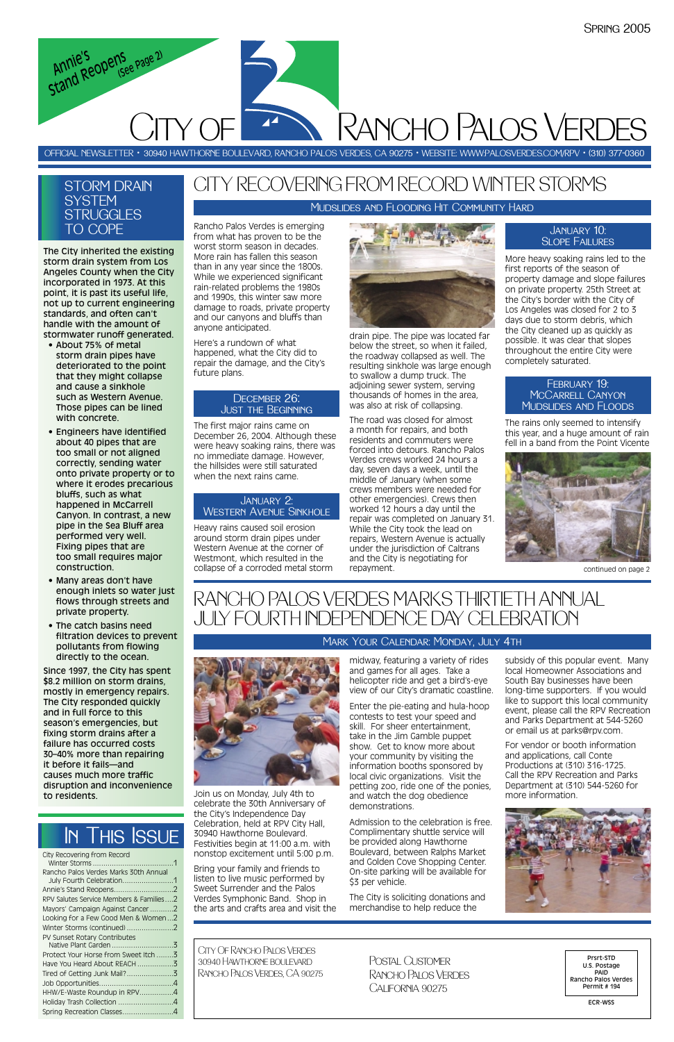Spring 2005

Annie's Stand Reopens (See Page 2)

# City of Rancho Palos Verdes

OFFICIAL NEWSLETTER • 30940 HAWTHORNE BOULEVARD, RANCHO PALOS VERDES, CA 90275 • WEBSITE: WWW.PALOSVERDES.COM/RPV • (310) 377-0360

## City Recovering from Record Winter Storms

### Mudslides and Flooding Hit Community Hard

Rancho Palos Verdes is emerging from what has proven to be the worst storm season in decades. More rain has fallen this season than in any year since the 1800s. While we experienced significant rain-related problems the 1980s and 1990s, this winter saw more damage to roads, private property and our canyons and bluffs than anyone anticipated.

Here's a rundown of what happened, what the City did to repair the damage, and the City's future plans.

### December 26: Just the Beginning

The first major rains came on December 26, 2004. Although these were heavy soaking rains, there was no immediate damage. However, the hillsides were still saturated when the next rains came.

### January 2: Western Avenue Sinkhole

Heavy rains caused soil erosion around storm drain pipes under Western Avenue at the corner of Westmont, which resulted in the collapse of a corroded metal storm drain pipe. The pipe was located far below the street, so when it failed, the roadway collapsed as well. The resulting sinkhole was large enough to swallow a dump truck. The adjoining sewer system, serving thousands of homes in the area, was also at risk of collapsing.

The road was closed for almost a month for repairs, and both residents and commuters were forced into detours. Rancho Palos Verdes crews worked 24 hours a day, seven days a week, until the middle of January (when some crews members were needed for other emergencies). Crews then worked 12 hours a day until the repair was completed on January 31. While the City took the lead on repairs, Western Avenue is actually under the jurisdiction of Caltrans and the City is negotiating for repayment.

### January 10: Slope Failures

More heavy soaking rains led to the first reports of the season of property damage and slope failures on private property. 25th Street at the City's border with the City of Los Angeles was closed for 2 to 3 days due to storm debris, which the City cleaned up as quickly as possible. It was clear that slopes throughout the entire City were completely saturated.

### February 19: McCarrell Canyon Mudslides and Floods

The rains only seemed to intensify this year, and a huge amount of rain fell in a band from the Point Vicente

continued on page 2

## Storm Drain System Struggles to Cope

The City inherited the existing storm drain system from Los Angeles County when the City incorporated in 1973. At this point, it is past its useful life, not up to current engineering standards, and often can't handle with the amount of stormwater runoff generated.

- About 75% of metal storm drain pipes have deteriorated to the point that they might collapse and cause a sinkhole such as Western Avenue. Those pipes can be lined with concrete.
- Engineers have identified about 40 pipes that are too small or not aligned correctly, sending water onto private property or to where it erodes precarious bluffs, such as what happened in McCarrell Canyon. In contrast, a new pipe in the Sea Bluff area performed very well. Fixing pipes that are too small requires major construction.
- Many areas don't have enough inlets so water just flows through streets and private property.
- The catch basins need filtration devices to prevent pollutants from flowing directly to the ocean.

Since 1997, the City has spent $8.2 million on storm drains, mostly in emergency repairs. The City responded quickly and in full force to this season's emergencies, but fixing storm drains after a failure has occurred costs 30–40% more than repairing it before it fails—and causes much more traffic disruption and inconvenience to residents.

## Rancho Palos Verdes Marks Thirtieth Annual July Fourth Independence Day Celebration

### Mark Your Calendar: Monday, July 4th

Join us on Monday, July 4th to celebrate the 30th Anniversary of the City's Independence Day Celebration, held at RPV City Hall, 30940 Hawthorne Boulevard. Festivities begin at 11:00 a.m. with nonstop excitement until 5:00 p.m.

Bring your family and friends to listen to live music performed by Sweet Surrender and the Palos Verdes Symphonic Band. Shop in the arts and crafts area and visit the midway, featuring a variety of rides and games for all ages. Take a helicopter ride and get a bird's-eye view of our City's dramatic coastline.

Enter the pie-eating and hula-hoop contests to test your speed and skill. For sheer entertainment, take in the Jim Gamble puppet show. Get to know more about your community by visiting the information booths sponsored by local civic organizations. Visit the petting zoo, ride one of the ponies, and watch the dog obedience demonstrations.

Admission to the celebration is free. Complimentary shuttle service will be provided along Hawthorne Boulevard, between Ralphs Market and Golden Cove Shopping Center. On-site parking will be available for $3 per vehicle.

The City is soliciting donations and merchandise to help reduce the subsidy of this popular event. Many local Homeowner Associations and South Bay businesses have been long-time supporters. If you would like to support this local community event, please call the RPV Recreation and Parks Department at 544-5260 or email us at parks@rpv.com.

For vendor or booth information and applications, call Conte Productions at (310) 316-1725. Call the RPV Recreation and Parks Department at (310) 544-5260 for more information.

## In This Issue

- City Recovering from Record Winter Storms ........ 1
- Rancho Palos Verdes Marks 30th Annual July Fourth Celebration ........ 1
- Annie's Stand Reopens ........ 2
- RPV Salutes Service Members & Families ........ 2
- Mayors' Campaign Against Cancer ........ 2
- Looking for a Few Good Men & Women ........ 2
- Winter Storms (continued) ........ 2
- PV Sunset Rotary Contributes Native Plant Garden ........ 3
- Protect Your Horse From Sweet Itch ........ 3
- Have You Heard About REACH ........ 3
- Tired of Getting Junk Mail? ........ 3
- Job Opportunities ........ 4
- HHW/E-Waste Roundup in RPV ........ 4
- Holiday Trash Collection ........ 4
- Spring Recreation Classes ........ 4

City Of Rancho Palos Verdes
30940 Hawthorne Boulevard
Rancho Palos Verdes, CA 90275

Postal Customer
Rancho Palos Verdes
California 90275

Prsrt-STD
U.S. Postage
PAID
Rancho Palos Verdes
Permit # 194

ECR-WSS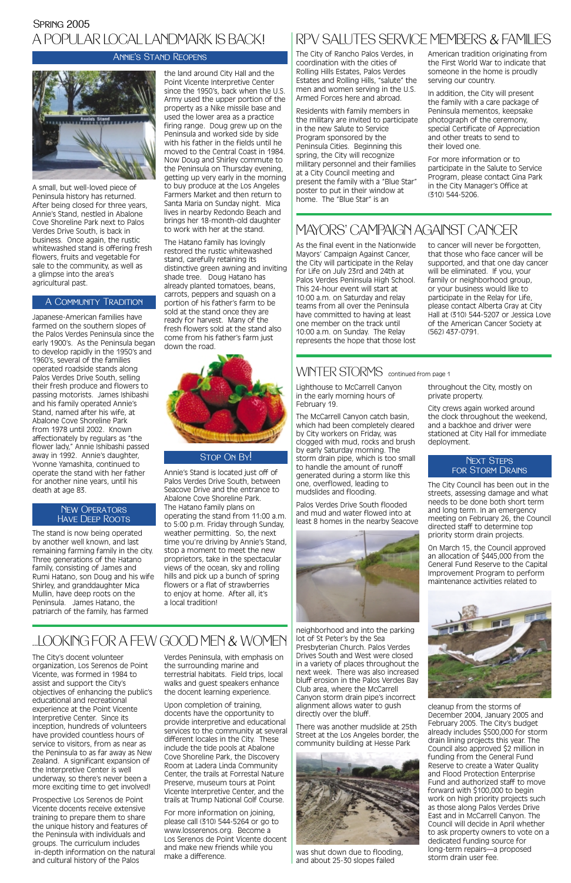Spring 2005

# A Popular Local Landmark Is Back!

## Annie's Stand Reopens

A small, but well-loved piece of Peninsula history has returned. After being closed for three years, Annie's Stand, nestled in Abalone Cove Shoreline Park next to Palos Verdes Drive South, is back in business. Once again, the rustic whitewashed stand is offering fresh flowers, fruits and vegetable for sale to the community, as well as a glimpse into the area's agricultural past.

### A Community Tradition

Japanese-American families have farmed on the southern slopes of the Palos Verdes Peninsula since the early 1900's. As the Peninsula began to develop rapidly in the 1950's and 1960's, several of the families operated roadside stands along Palos Verdes Drive South, selling their fresh produce and flowers to passing motorists. James Ishibashi and his family operated Annie's Stand, named after his wife, at Abalone Cove Shoreline Park from 1978 until 2002. Known affectionately by regulars as "the flower lady," Annie Ishibashi passed away in 1992. Annie's daughter, Yvonne Yamashita, continued to operate the stand with her father for another nine years, until his death at age 83.

### New Operators Have Deep Roots

The stand is now being operated by another well known, and last remaining farming family in the city. Three generations of the Hatano family, consisting of James and Rumi Hatano, son Doug and his wife Shirley, and granddaughter Mica Mullin, have deep roots on the Peninsula. James Hatano, the patriarch of the family, has farmed the land around City Hall and the Point Vicente Interpretive Center since the 1950's, back when the U.S. Army used the upper portion of the property as a Nike missile base and used the lower area as a practice firing range. Doug grew up on the Peninsula and worked side by side with his father in the fields until he moved to the Central Coast in 1984. Now Doug and Shirley commute to the Peninsula on Thursday evening, getting up very early in the morning to buy produce at the Los Angeles Farmers Market and then return to Santa Maria on Sunday night. Mica lives in nearby Redondo Beach and brings her 18-month-old daughter to work with her at the stand.

The Hatano family has lovingly restored the rustic whitewashed stand, carefully retaining its distinctive green awning and inviting shade tree. Doug Hatano has already planted tomatoes, beans, carrots, peppers and squash on a portion of his father's farm to be sold at the stand once they are ready for harvest. Many of the fresh flowers sold at the stand also come from his father's farm just down the road.

### Stop On By!

Annie's Stand is located just off of Palos Verdes Drive South, between Seacove Drive and the entrance to Abalone Cove Shoreline Park. The Hatano family plans on operating the stand from 11:00 a.m. to 5:00 p.m. Friday through Sunday, weather permitting. So, the next time you're driving by Annie's Stand, stop a moment to meet the new proprietors, take in the spectacular views of the ocean, sky and rolling hills and pick up a bunch of spring flowers or a flat of strawberries to enjoy at home. After all, it's a local tradition!

# ...Looking For A Few Good Men & Women

The City's docent volunteer organization, Los Serenos de Point Vicente, was formed in 1984 to assist and support the City's objectives of enhancing the public's educational and recreational experience at the Point Vicente Interpretive Center. Since its inception, hundreds of volunteers have provided countless hours of service to visitors, from as far away as New Zealand. A significant expansion of the Interpretive Center is well underway, so there's never been a more exciting time to get involved!

Prospective Los Serenos de Point Vicente docents receive extensive training to prepare them to share the unique history and features of the Peninsula with individuals and groups. The curriculum includes in-depth information on the natural and cultural history of the Palos Verdes Peninsula, with emphasis on the surrounding marine and terrestrial habitats. Field trips, local walks and guest speakers enhance the docent learning experience.

Upon completion of training, docents have the opportunity to provide interpretive and educational services to the community at several different locales in the City. These include the tide pools at Abalone Cove Shoreline Park, the Discovery Room at Ladera Linda Community Center, the trails at Forrestal Nature Preserve, museum tours at Point Vicente Interpretive Center, and the trails at Trump National Golf Course.

For more information on joining, please call (310) 544-5264 or go to www.losserenos.org. Become a Los Serenos de Point Vicente docent and make new friends while you make a difference.

# RPV Salutes Service Members & Families

The City of Rancho Palos Verdes, in coordination with the cities of Rolling Hills Estates, Palos Verdes Estates and Rolling Hills, "salute" the men and women serving in the U.S. Armed Forces here and abroad.

Residents with family members in the military are invited to participate in the new Salute to Service Program sponsored by the Peninsula Cities. Beginning this spring, the City will recognize military personnel and their families at a City Council meeting and present the family with a "Blue Star" poster to put in their window at home. The "Blue Star" is an American tradition originating from the First World War to indicate that someone in the home is proudly serving our country.

In addition, the City will present the family with a care package of Peninsula mementos, keepsake photograph of the ceremony, special Certificate of Appreciation and other treats to send to their loved one.

For more information or to participate in the Salute to Service Program, please contact Gina Park in the City Manager's Office at (310) 544-5206.

# Mayors' Campaign Against Cancer

As the final event in the Nationwide Mayors' Campaign Against Cancer, the City will participate in the Relay for Life on July 23rd and 24th at Palos Verdes Peninsula High School. This 24-hour event will start at 10:00 a.m. on Saturday and relay teams from all over the Peninsula have committed to having at least one member on the track until 10:00 a.m. on Sunday. The Relay represents the hope that those lost to cancer will never be forgotten, that those who face cancer will be supported, and that one day cancer will be eliminated. If you, your family or neighborhood group, or your business would like to participate in the Relay for Life, please contact Alberta Gray at City Hall at (310) 544-5207 or Jessica Love of the American Cancer Society at (562) 437-0791.

# Winter Storms

continued from page 1

Lighthouse to McCarrell Canyon in the early morning hours of February 19.

The McCarrell Canyon catch basin, which had been completely cleared by City workers on Friday, was clogged with mud, rocks and brush by early Saturday morning. The storm drain pipe, which is too small to handle the amount of runoff generated during a storm like this one, overflowed, leading to mudslides and flooding.

Palos Verdes Drive South flooded and mud and water flowed into at least 8 homes in the nearby Seacove neighborhood and into the parking lot of St Peter's by the Sea Presbyterian Church. Palos Verdes Drives South and West were closed in a variety of places throughout the next week. There was also increased bluff erosion in the Palos Verdes Bay Club area, where the McCarrell Canyon storm drain pipe's incorrect alignment allows water to gush directly over the bluff.

There was another mudslide at 25th Street at the Los Angeles border, the community building at Hesse Park was shut down due to flooding, and about 25-30 slopes failed throughout the City, mostly on private property.

City crews again worked around the clock throughout the weekend, and a backhoe and driver were stationed at City Hall for immediate deployment.

## Next Steps for Storm Drains

The City Council has been out in the streets, assessing damage and what needs to be done both short term and long term. In an emergency meeting on February 26, the Council directed staff to determine top priority storm drain projects.

On March 15, the Council approved an allocation of $445,000 from the General Fund Reserve to the Capital Improvement Program to perform maintenance activities related to cleanup from the storms of December 2004, January 2005 and February 2005. The City's budget already includes $500,000 for storm drain lining projects this year. The Council also approved $2 million in funding from the General Fund Reserve to create a Water Quality and Flood Protection Enterprise Fund and authorized staff to move forward with $100,000 to begin work on high priority projects such as those along Palos Verdes Drive East and in McCarrell Canyon. The Council will decide in April whether to ask property owners to vote on a dedicated funding source for long-term repairs—a proposed storm drain user fee.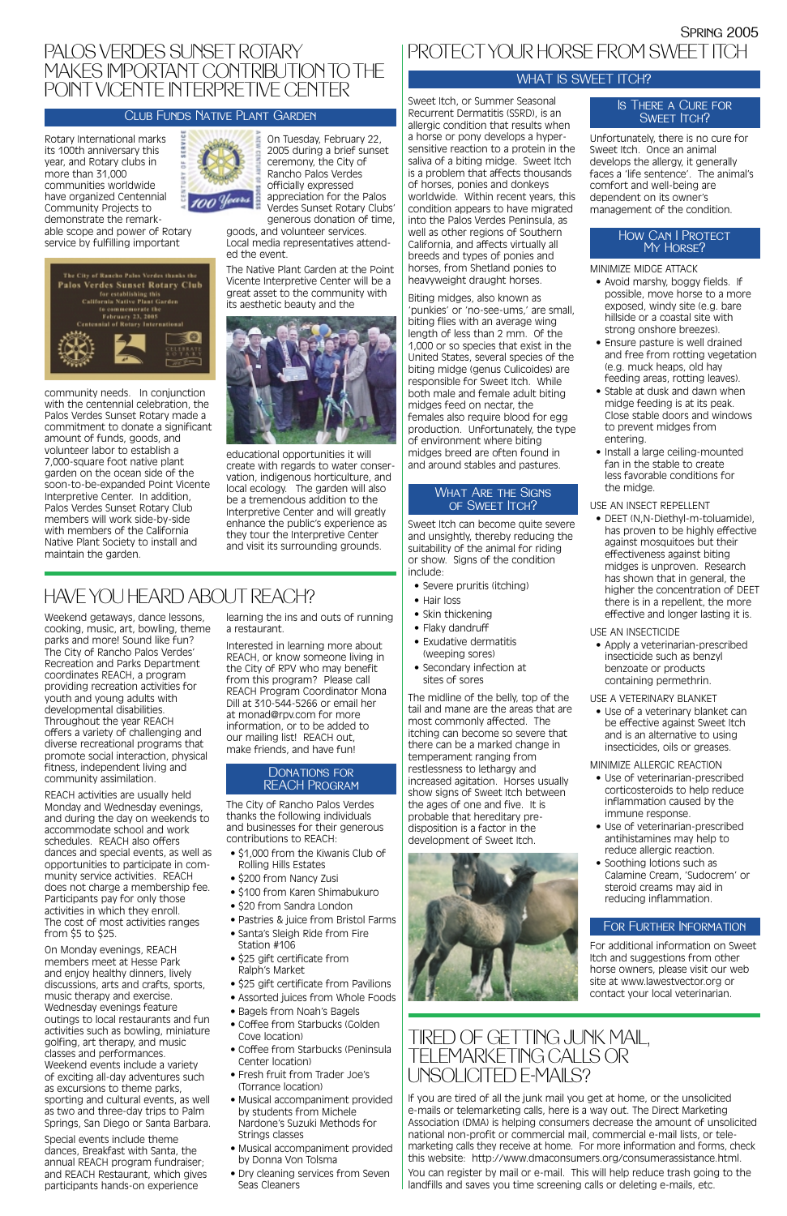# PALOS VERDES SUNSET ROTARY MAKES IMPORTANT CONTRIBUTION TO THE POINT VICENTE INTERPRETIVE CENTER

## Club Funds Native Plant Garden

Rotary International marks its 100th anniversary this year, and Rotary clubs in more than 31,000 communities worldwide have organized Centennial Community Projects to demonstrate the remarkable scope and power of Rotary service by fulfilling important community needs. In conjunction with the centennial celebration, the Palos Verdes Sunset Rotary made a commitment to donate a significant amount of funds, goods, and volunteer labor to establish a 7,000-square foot native plant garden on the ocean side of the soon-to-be-expanded Point Vicente Interpretive Center. In addition, Palos Verdes Sunset Rotary Club members will work side-by-side with members of the California Native Plant Society to install and maintain the garden.

On Tuesday, February 22, 2005 during a brief sunset ceremony, the City of Rancho Palos Verdes officially expressed appreciation for the Palos Verdes Sunset Rotary Clubs' generous donation of time, goods, and volunteer services. Local media representatives attended the event.

The Native Plant Garden at the Point Vicente Interpretive Center will be a great asset to the community with its aesthetic beauty and the educational opportunities it will create with regards to water conservation, indigenous horticulture, and local ecology. The garden will also be a tremendous addition to the Interpretive Center and will greatly enhance the public's experience as they tour the Interpretive Center and visit its surrounding grounds.

# HAVE YOU HEARD ABOUT REACH?

Weekend getaways, dance lessons, cooking, music, art, bowling, theme parks and more! Sound like fun? The City of Rancho Palos Verdes' Recreation and Parks Department coordinates REACH, a program providing recreation activities for youth and young adults with developmental disabilities. Throughout the year REACH offers a variety of challenging and diverse recreational programs that promote social interaction, physical fitness, independent living and community assimilation.

REACH activities are usually held Monday and Wednesday evenings, and during the day on weekends to accommodate school and work schedules. REACH also offers dances and special events, as well as opportunities to participate in community service activities. REACH does not charge a membership fee. Participants pay for only those activities in which they enroll. The cost of most activities ranges from $5 to $25.

On Monday evenings, REACH members meet at Hesse Park and enjoy healthy dinners, lively discussions, arts and crafts, sports, music therapy and exercise. Wednesday evenings feature outings to local restaurants and fun activities such as bowling, miniature golfing, art therapy, and music classes and performances. Weekend events include a variety of exciting all-day adventures such as excursions to theme parks, sporting and cultural events, as well as two and three-day trips to Palm Springs, San Diego or Santa Barbara.

Special events include theme dances, Breakfast with Santa, the annual REACH program fundraiser; and REACH Restaurant, which gives participants hands-on experience learning the ins and outs of running a restaurant.

Interested in learning more about REACH, or know someone living in the City of RPV who may benefit from this program? Please call REACH Program Coordinator Mona Dill at 310-544-5266 or email her at monad@rpv.com for more information, or to be added to our mailing list! REACH out, make friends, and have fun!

## Donations for REACH Program

The City of Rancho Palos Verdes thanks the following individuals and businesses for their generous contributions to REACH:

- $1,000 from the Kiwanis Club of Rolling Hills Estates
- $200 from Nancy Zusi
- $100 from Karen Shimabukuro
- $20 from Sandra London
- Pastries & juice from Bristol Farms
- Santa's Sleigh Ride from Fire Station #106
- $25 gift certificate from Ralph's Market
- $25 gift certificate from Pavilions
- Assorted juices from Whole Foods
- Bagels from Noah's Bagels
- Coffee from Starbucks (Golden Cove location)
- Coffee from Starbucks (Peninsula Center location)
- Fresh fruit from Trader Joe's (Torrance location)
- Musical accompaniment provided by students from Michele Nardone's Suzuki Methods for Strings classes
- Musical accompaniment provided by Donna Von Tolsma
- Dry cleaning services from Seven Seas Cleaners

# PROTECT YOUR HORSE FROM SWEET ITCH

## What is Sweet Itch?

Sweet Itch, or Summer Seasonal Recurrent Dermatitis (SSRD), is an allergic condition that results when a horse or pony develops a hyper-sensitive reaction to a protein in the saliva of a biting midge. Sweet Itch is a problem that affects thousands of horses, ponies and donkeys worldwide. Within recent years, this condition appears to have migrated into the Palos Verdes Peninsula, as well as other regions of Southern California, and affects virtually all breeds and types of ponies and horses, from Shetland ponies to heavyweight draught horses.

Biting midges, also known as 'punkies' or 'no-see-ums', are small, biting flies with an average wing length of less than 2 mm. Of the 1,000 or so species that exist in the United States, several species of the biting midge (genus Culicoides) are responsible for Sweet Itch. While both male and female adult biting midges feed on nectar, the females also require blood for egg production. Unfortunately, the type of environment where biting midges breed are often found in and around stables and pastures.

## What Are the Signs of Sweet Itch?

Sweet Itch can become quite severe and unsightly, thereby reducing the suitability of the animal for riding or show. Signs of the condition include:

- Severe pruritis (itching)
- Hair loss
- Skin thickening
- Flaky dandruff
- Exudative dermatitis (weeping sores)
- Secondary infection at sites of sores

The midline of the belly, top of the tail and mane are the areas that are most commonly affected. The itching can become so severe that there can be a marked change in temperament ranging from restlessness to lethargy and increased agitation. Horses usually show signs of Sweet Itch between the ages of one and five. It is probable that hereditary pre-disposition is a factor in the development of Sweet Itch.

## Is There a Cure for Sweet Itch?

Unfortunately, there is no cure for Sweet Itch. Once an animal develops the allergy, it generally faces a 'life sentence'. The animal's comfort and well-being are dependent on its owner's management of the condition.

## How Can I Protect My Horse?

MINIMIZE MIDGE ATTACK

- Avoid marshy, boggy fields. If possible, move horse to a more exposed, windy site (e.g. bare hillside or a coastal site with strong onshore breezes).
- Ensure pasture is well drained and free from rotting vegetation (e.g. muck heaps, old hay feeding areas, rotting leaves).
- Stable at dusk and dawn when midge feeding is at its peak. Close stable doors and windows to prevent midges from entering.
- Install a large ceiling-mounted fan in the stable to create less favorable conditions for the midge.

USE AN INSECT REPELLENT

- DEET (N,N-Diethyl-m-toluamide), has proven to be highly effective against mosquitoes but their effectiveness against biting midges is unproven. Research has shown that in general, the higher the concentration of DEET there is in a repellent, the more effective and longer lasting it is.

USE AN INSECTICIDE

- Apply a veterinarian-prescribed insecticide such as benzyl benzoate or products containing permethrin.

USE A VETERINARY BLANKET

- Use of a veterinary blanket can be effective against Sweet Itch and is an alternative to using insecticides, oils or greases.

MINIMIZE ALLERGIC REACTION

- Use of veterinarian-prescribed corticosteroids to help reduce inflammation caused by the immune response.
- Use of veterinarian-prescribed antihistamines may help to reduce allergic reaction.
- Soothing lotions such as Calamine Cream, 'Sudocrem' or steroid creams may aid in reducing inflammation.

## For Further Information

For additional information on Sweet Itch and suggestions from other horse owners, please visit our web site at www.lawestvector.org or contact your local veterinarian.

# TIRED OF GETTING JUNK MAIL, TELEMARKETING CALLS OR UNSOLICITED E-MAILS?

If you are tired of all the junk mail you get at home, or the unsolicited e-mails or telemarketing calls, here is a way out. The Direct Marketing Association (DMA) is helping consumers decrease the amount of unsolicited national non-profit or commercial mail, commercial e-mail lists, or telemarketing calls they receive at home. For more information and forms, check this website: http://www.dmaconsumers.org/consumerassistance.html.

You can register by mail or e-mail. This will help reduce trash going to the landfills and saves you time screening calls or deleting e-mails, etc.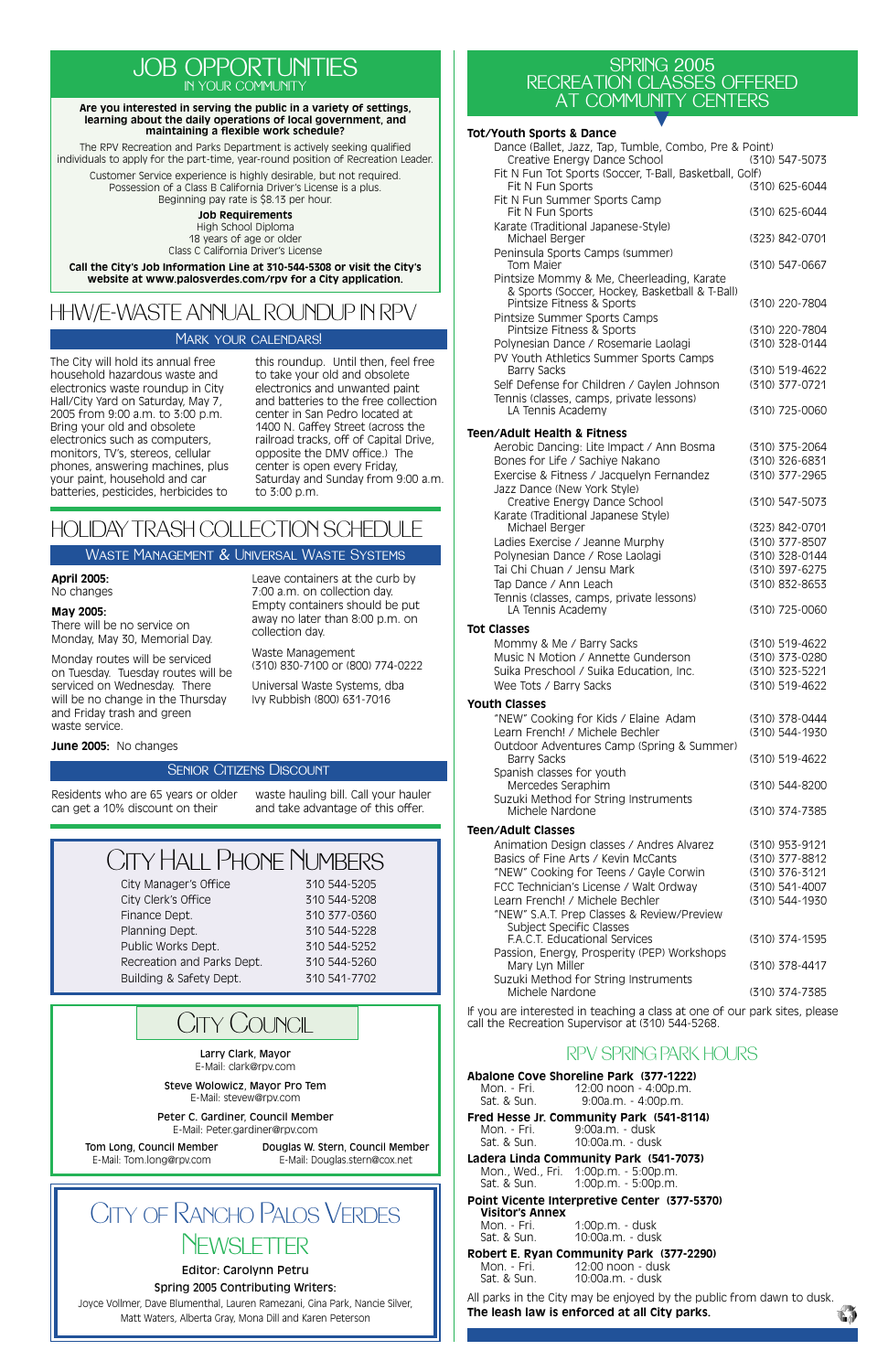# JOB OPPORTUNITIES

## IN YOUR COMMUNITY

**Are you interested in serving the public in a variety of settings, learning about the daily operations of local government, and maintaining a flexible work schedule?**

The RPV Recreation and Parks Department is actively seeking qualified individuals to apply for the part-time, year-round position of Recreation Leader.

Customer Service experience is highly desirable, but not required. Possession of a Class B California Driver's License is a plus. Beginning pay rate is $8.13 per hour.

**Job Requirements**
High School Diploma
18 years of age or older
Class C California Driver's License

**Call the City's Job Information Line at 310-544-5308 or visit the City's website at www.palosverdes.com/rpv for a City application.**

# HHW/E-WASTE ANNUAL ROUNDUP IN RPV

## MARK YOUR CALENDARS!

The City will hold its annual free household hazardous waste and electronics waste roundup in City Hall/City Yard on Saturday, May 7, 2005 from 9:00 a.m. to 3:00 p.m. Bring your old and obsolete electronics such as computers, monitors, TV's, stereos, cellular phones, answering machines, plus your paint, household and car batteries, pesticides, herbicides to this roundup. Until then, feel free to take your old and obsolete electronics and unwanted paint and batteries to the free collection center in San Pedro located at 1400 N. Gaffey Street (across the railroad tracks, off of Capital Drive, opposite the DMV office.) The center is open every Friday, Saturday and Sunday from 9:00 a.m. to 3:00 p.m.

# HOLIDAY TRASH COLLECTION SCHEDULE

## WASTE MANAGEMENT & UNIVERSAL WASTE SYSTEMS

**April 2005:**
No changes

**May 2005:**
There will be no service on Monday, May 30, Memorial Day.

Monday routes will be serviced on Tuesday. Tuesday routes will be serviced on Wednesday. There will be no change in the Thursday and Friday trash and green waste service.

**June 2005:** No changes

Leave containers at the curb by 7:00 a.m. on collection day. Empty containers should be put away no later than 8:00 p.m. on collection day.

Waste Management
(310) 830-7100 or (800) 774-0222

Universal Waste Systems, dba Ivy Rubbish (800) 631-7016

## SENIOR CITIZENS DISCOUNT

Residents who are 65 years or older can get a 10% discount on their waste hauling bill. Call your hauler and take advantage of this offer.

# CITY HALL PHONE NUMBERS

| | |
|---|---|
| City Manager's Office | 310 544-5205 |
| City Clerk's Office | 310 544-5208 |
| Finance Dept. | 310 377-0360 |
| Planning Dept. | 310 544-5228 |
| Public Works Dept. | 310 544-5252 |
| Recreation and Parks Dept. | 310 544-5260 |
| Building & Safety Dept. | 310 541-7702 |

# CITY COUNCIL

**Larry Clark, Mayor**
E-Mail: clark@rpv.com

**Steve Wolowicz, Mayor Pro Tem**
E-Mail: stevew@rpv.com

**Peter C. Gardiner, Council Member**
E-Mail: Peter.gardiner@rpv.com

**Tom Long, Council Member**
E-Mail: Tom.long@rpv.com

**Douglas W. Stern, Council Member**
E-Mail: Douglas.stern@cox.net

# CITY OF RANCHO PALOS VERDES NEWSLETTER

Editor: Carolynn Petru

Spring 2005 Contributing Writers:

Joyce Vollmer, Dave Blumenthal, Lauren Ramezani, Gina Park, Nancie Silver, Matt Waters, Alberta Gray, Mona Dill and Karen Peterson

# SPRING 2005 RECREATION CLASSES OFFERED AT COMMUNITY CENTERS

### Tot/Youth Sports & Dance

| | |
|---|---|
| Dance (Ballet, Jazz, Tap, Tumble, Combo, Pre & Point) Creative Energy Dance School | (310) 547-5073 |
| Fit N Fun Tot Sports (Soccer, T-Ball, Basketball, Golf) Fit N Fun Sports | (310) 625-6044 |
| Fit N Fun Summer Sports Camp Fit N Fun Sports | (310) 625-6044 |
| Karate (Traditional Japanese-Style) Michael Berger | (323) 842-0701 |
| Peninsula Sports Camps (summer) Tom Maier | (310) 547-0667 |
| Pintsize Mommy & Me, Cheerleading, Karate & Sports (Soccer, Hockey, Basketball & T-Ball) Pintsize Fitness & Sports | (310) 220-7804 |
| Pintsize Summer Sports Camps Pintsize Fitness & Sports | (310) 220-7804 |
| Polynesian Dance / Rosemarie Laolagi | (310) 328-0144 |
| PV Youth Athletics Summer Sports Camps Barry Sacks | (310) 519-4622 |
| Self Defense for Children / Gaylen Johnson | (310) 377-0721 |
| Tennis (classes, camps, private lessons) LA Tennis Academy | (310) 725-0060 |

### Teen/Adult Health & Fitness

| | |
|---|---|
| Aerobic Dancing: Lite Impact / Ann Bosma | (310) 375-2064 |
| Bones for Life / Sachiye Nakano | (310) 326-6831 |
| Exercise & Fitness / Jacquelyn Fernandez | (310) 377-2965 |
| Jazz Dance (New York Style) Creative Energy Dance School | (310) 547-5073 |
| Karate (Traditional Japanese Style) Michael Berger | (323) 842-0701 |
| Ladies Exercise / Jeanne Murphy | (310) 377-8507 |
| Polynesian Dance / Rose Laolagi | (310) 328-0144 |
| Tai Chi Chuan / Jensu Mark | (310) 397-6275 |
| Tap Dance / Ann Leach | (310) 832-8653 |
| Tennis (classes, camps, private lessons) LA Tennis Academy | (310) 725-0060 |

### Tot Classes

| | |
|---|---|
| Mommy & Me / Barry Sacks | (310) 519-4622 |
| Music N Motion / Annette Gunderson | (310) 373-0280 |
| Suika Preschool / Suika Education, Inc. | (310) 323-5221 |
| Wee Tots / Barry Sacks | (310) 519-4622 |

### Youth Classes

| | |
|---|---|
| "NEW" Cooking for Kids / Elaine Adam | (310) 378-0444 |
| Learn French! / Michele Bechler | (310) 544-1930 |
| Outdoor Adventures Camp (Spring & Summer) Barry Sacks | (310) 519-4622 |
| Spanish classes for youth Mercedes Seraphim | (310) 544-8200 |
| Suzuki Method for String Instruments Michele Nardone | (310) 374-7385 |

### Teen/Adult Classes

| | |
|---|---|
| Animation Design classes / Andres Alvarez | (310) 953-9121 |
| Basics of Fine Arts / Kevin McCants | (310) 377-8812 |
| "NEW" Cooking for Teens / Gayle Corwin | (310) 376-3121 |
| FCC Technician's License / Walt Ordway | (310) 541-4007 |
| Learn French! / Michele Bechler | (310) 544-1930 |
| "NEW" S.A.T. Prep Classes & Review/Preview Subject Specific Classes F.A.C.T. Educational Services | (310) 374-1595 |
| Passion, Energy, Prosperity (PEP) Workshops Mary Lyn Miller | (310) 378-4417 |
| Suzuki Method for String Instruments Michele Nardone | (310) 374-7385 |

If you are interested in teaching a class at one of our park sites, please call the Recreation Supervisor at (310) 544-5268.

# RPV SPRING PARK HOURS

**Abalone Cove Shoreline Park (377-1222)**
Mon. - Fri. 12:00 noon - 4:00p.m.
Sat. & Sun. 9:00a.m. - 4:00p.m.

**Fred Hesse Jr. Community Park (541-8114)**
Mon. - Fri. 9:00a.m. - dusk
Sat. & Sun. 10:00a.m. - dusk

**Ladera Linda Community Park (541-7073)**
Mon., Wed., Fri. 1:00p.m. - 5:00p.m.
Sat. & Sun. 1:00p.m. - 5:00p.m.

**Point Vicente Interpretive Center (377-5370)**
**Visitor's Annex**
Mon. - Fri. 1:00p.m. - dusk
Sat. & Sun. 10:00a.m. - dusk

**Robert E. Ryan Community Park (377-2290)**
Mon. - Fri. 12:00 noon - dusk
Sat. & Sun. 10:00a.m. - dusk

All parks in the City may be enjoyed by the public from dawn to dusk.
**The leash law is enforced at all City parks.**